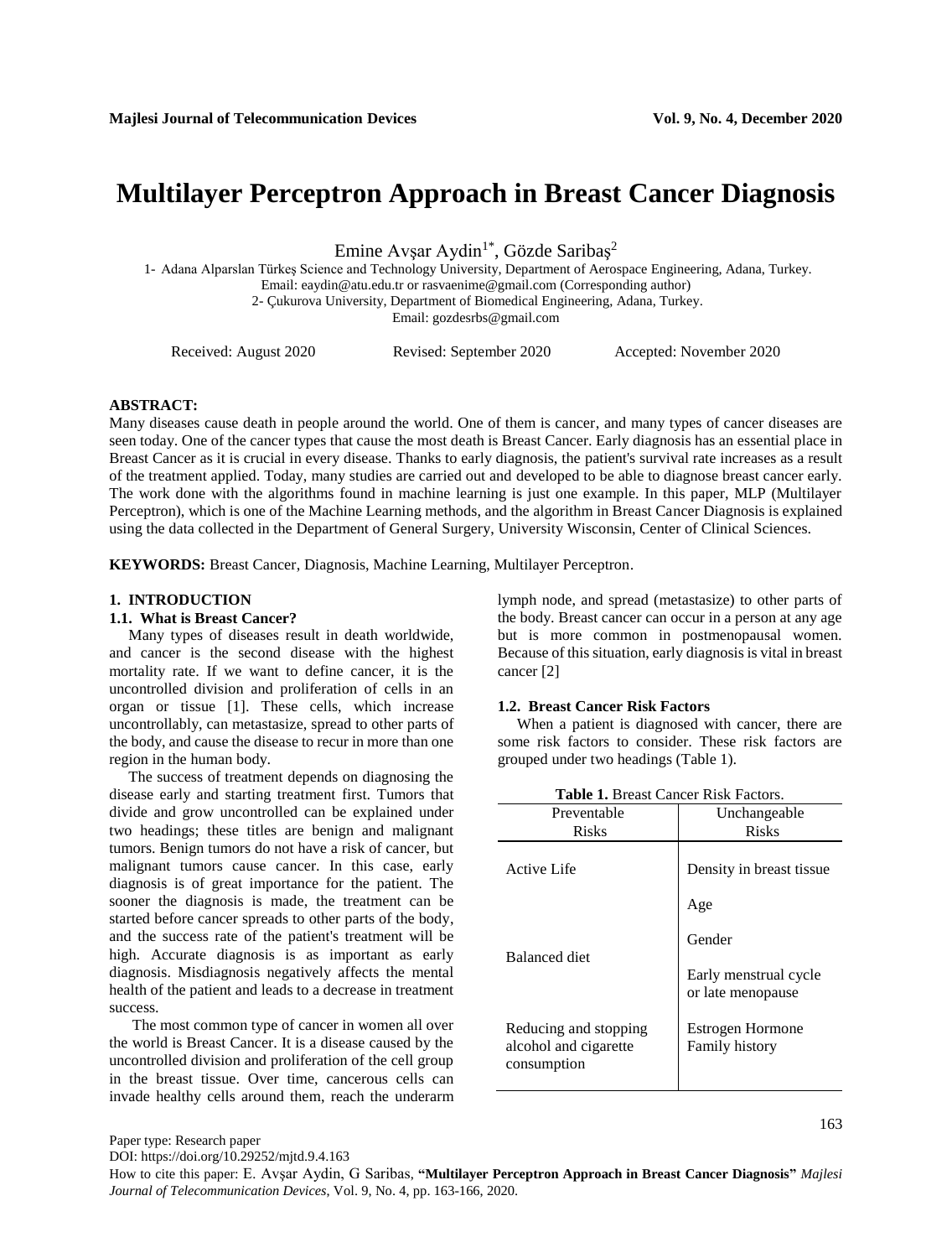# Multilayer Perceptron Approach in Breast Cancer Diagnosis

Emine Avşar Aydin[1*], Gözde Saribaş[2]

1- Adana Alparslan Türkeş Science and Technology University, Department of Aerospace Engineering, Adana, Turkey.
Email: eaydin@atu.edu.tr or rasvaenime@gmail.com (Corresponding author)
2- Çukurova University, Department of Biomedical Engineering, Adana, Turkey.
Email: gozdesrbs@gmail.com

Received: August 2020 Revised: September 2020 Accepted: November 2020

**ABSTRACT:**
Many diseases cause death in people around the world. One of them is cancer, and many types of cancer diseases are seen today. One of the cancer types that cause the most death is Breast Cancer. Early diagnosis has an essential place in Breast Cancer as it is crucial in every disease. Thanks to early diagnosis, the patient's survival rate increases as a result of the treatment applied. Today, many studies are carried out and developed to be able to diagnose breast cancer early. The work done with the algorithms found in machine learning is just one example. In this paper, MLP (Multilayer Perceptron), which is one of the Machine Learning methods, and the algorithm in Breast Cancer Diagnosis is explained using the data collected in the Department of General Surgery, University Wisconsin, Center of Clinical Sciences.

**KEYWORDS:** Breast Cancer, Diagnosis, Machine Learning, Multilayer Perceptron.

## 1. INTRODUCTION

### 1.1. What is Breast Cancer?

Many types of diseases result in death worldwide, and cancer is the second disease with the highest mortality rate. If we want to define cancer, it is the uncontrolled division and proliferation of cells in an organ or tissue [1]. These cells, which increase uncontrollably, can metastasize, spread to other parts of the body, and cause the disease to recur in more than one region in the human body.

The success of treatment depends on diagnosing the disease early and starting treatment first. Tumors that divide and grow uncontrolled can be explained under two headings; these titles are benign and malignant tumors. Benign tumors do not have a risk of cancer, but malignant tumors cause cancer. In this case, early diagnosis is of great importance for the patient. The sooner the diagnosis is made, the treatment can be started before cancer spreads to other parts of the body, and the success rate of the patient's treatment will be high. Accurate diagnosis is as important as early diagnosis. Misdiagnosis negatively affects the mental health of the patient and leads to a decrease in treatment success.

The most common type of cancer in women all over the world is Breast Cancer. It is a disease caused by the uncontrolled division and proliferation of the cell group in the breast tissue. Over time, cancerous cells can invade healthy cells around them, reach the underarm lymph node, and spread (metastasize) to other parts of the body. Breast cancer can occur in a person at any age but is more common in postmenopausal women. Because of this situation, early diagnosis is vital in breast cancer [2]

### 1.2. Breast Cancer Risk Factors

When a patient is diagnosed with cancer, there are some risk factors to consider. These risk factors are grouped under two headings (Table 1).

**Table 1.** Breast Cancer Risk Factors.

| Preventable Risks | Unchangeable Risks |
|---|---|
| Active Life | Density in breast tissue |
| | Age |
| Balanced diet | Gender |
| | Early menstrual cycle or late menopause |
| Reducing and stopping alcohol and cigarette consumption | Estrogen Hormone<br>Family history |

Paper type: Research paper
DOI: https://doi.org/10.29252/mjtd.9.4.163
How to cite this paper: E. Avşar Aydin, G Saribas, **"Multilayer Perceptron Approach in Breast Cancer Diagnosis"** *Majlesi Journal of Telecommunication Devices*, Vol. 9, No. 4, pp. 163-166, 2020.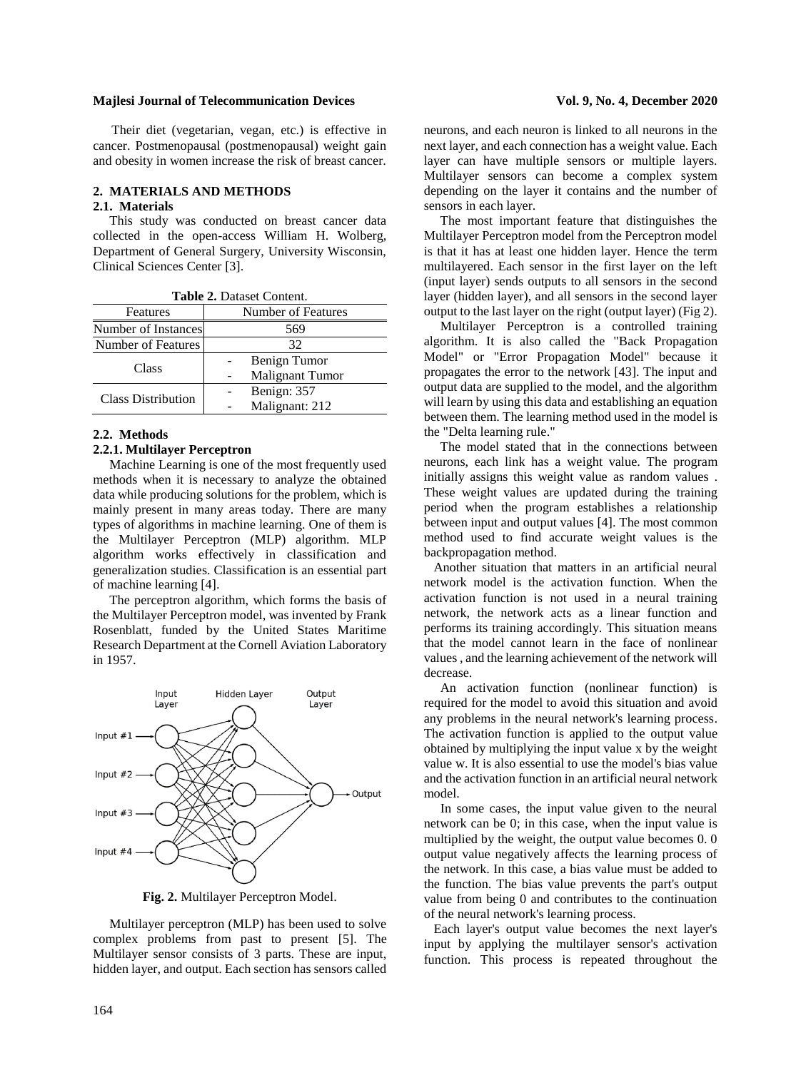Their diet (vegetarian, vegan, etc.) is effective in cancer. Postmenopausal (postmenopausal) weight gain and obesity in women increase the risk of breast cancer.

## 2. MATERIALS AND METHODS

### 2.1. Materials

This study was conducted on breast cancer data collected in the open-access William H. Wolberg, Department of General Surgery, University Wisconsin, Clinical Sciences Center [3].

**Table 2.** Dataset Content.

| Features | Number of Features |
|---|---|
| Number of Instances | 569 |
| Number of Features | 32 |
| Class | - Benign Tumor<br>- Malignant Tumor |
| Class Distribution | - Benign: 357<br>- Malignant: 212 |

### 2.2. Methods

#### 2.2.1. Multilayer Perceptron

Machine Learning is one of the most frequently used methods when it is necessary to analyze the obtained data while producing solutions for the problem, which is mainly present in many areas today. There are many types of algorithms in machine learning. One of them is the Multilayer Perceptron (MLP) algorithm. MLP algorithm works effectively in classification and generalization studies. Classification is an essential part of machine learning [4].

The perceptron algorithm, which forms the basis of the Multilayer Perceptron model, was invented by Frank Rosenblatt, funded by the United States Maritime Research Department at the Cornell Aviation Laboratory in 1957.

**Fig. 2.** Multilayer Perceptron Model.

Multilayer perceptron (MLP) has been used to solve complex problems from past to present [5]. The Multilayer sensor consists of 3 parts. These are input, hidden layer, and output. Each section has sensors called neurons, and each neuron is linked to all neurons in the next layer, and each connection has a weight value. Each layer can have multiple sensors or multiple layers. Multilayer sensors can become a complex system depending on the layer it contains and the number of sensors in each layer.

The most important feature that distinguishes the Multilayer Perceptron model from the Perceptron model is that it has at least one hidden layer. Hence the term multilayered. Each sensor in the first layer on the left (input layer) sends outputs to all sensors in the second layer (hidden layer), and all sensors in the second layer output to the last layer on the right (output layer) (Fig 2).

Multilayer Perceptron is a controlled training algorithm. It is also called the "Back Propagation Model" or "Error Propagation Model" because it propagates the error to the network [43]. The input and output data are supplied to the model, and the algorithm will learn by using this data and establishing an equation between them. The learning method used in the model is the "Delta learning rule."

The model stated that in the connections between neurons, each link has a weight value. The program initially assigns this weight value as random values . These weight values are updated during the training period when the program establishes a relationship between input and output values [4]. The most common method used to find accurate weight values is the backpropagation method.

Another situation that matters in an artificial neural network model is the activation function. When the activation function is not used in a neural training network, the network acts as a linear function and performs its training accordingly. This situation means that the model cannot learn in the face of nonlinear values , and the learning achievement of the network will decrease.

An activation function (nonlinear function) is required for the model to avoid this situation and avoid any problems in the neural network's learning process. The activation function is applied to the output value obtained by multiplying the input value x by the weight value w. It is also essential to use the model's bias value and the activation function in an artificial neural network model.

In some cases, the input value given to the neural network can be 0; in this case, when the input value is multiplied by the weight, the output value becomes 0. 0 output value negatively affects the learning process of the network. In this case, a bias value must be added to the function. The bias value prevents the part's output value from being 0 and contributes to the continuation of the neural network's learning process.

Each layer's output value becomes the next layer's input by applying the multilayer sensor's activation function. This process is repeated throughout the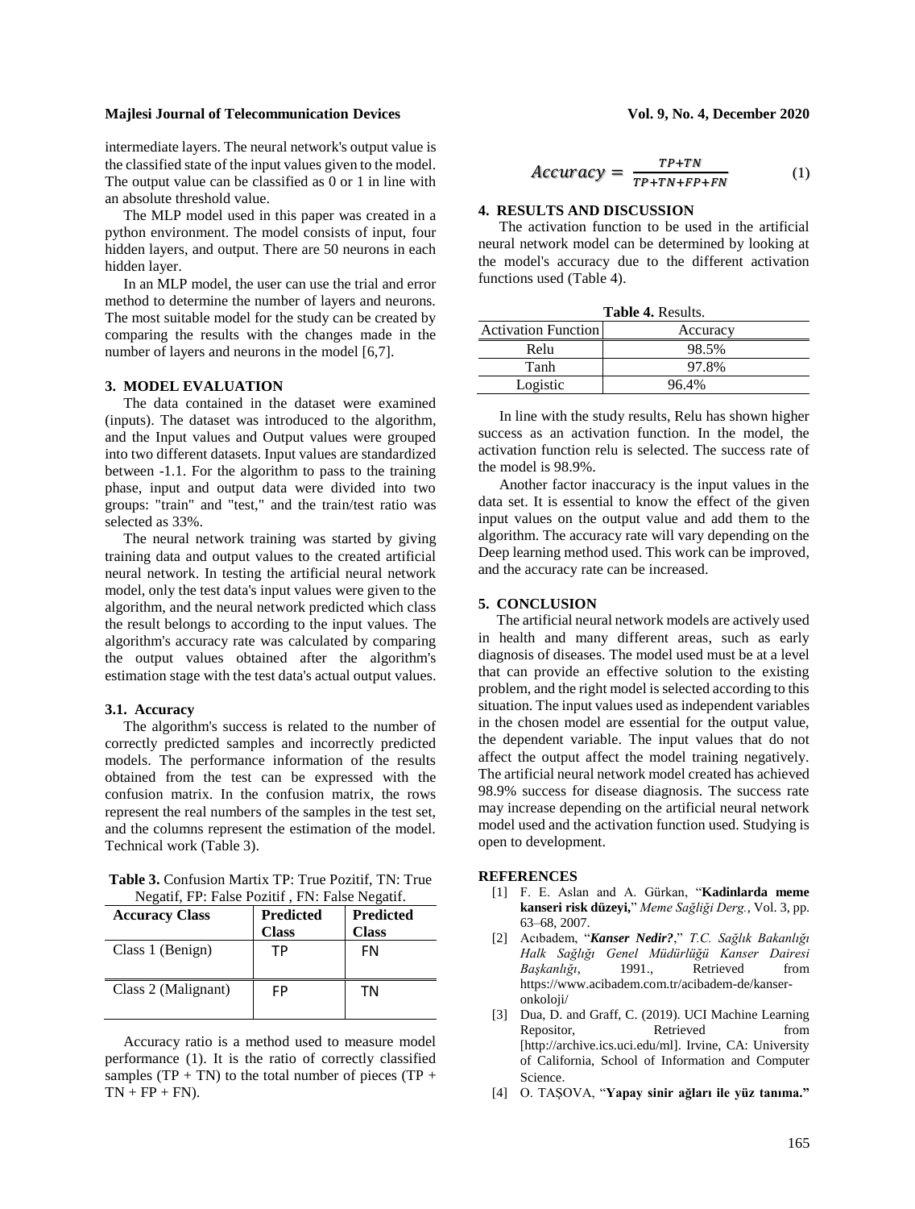intermediate layers. The neural network's output value is the classified state of the input values given to the model. The output value can be classified as 0 or 1 in line with an absolute threshold value.

The MLP model used in this paper was created in a python environment. The model consists of input, four hidden layers, and output. There are 50 neurons in each hidden layer.

In an MLP model, the user can use the trial and error method to determine the number of layers and neurons. The most suitable model for the study can be created by comparing the results with the changes made in the number of layers and neurons in the model [6,7].

## 3. MODEL EVALUATION

The data contained in the dataset were examined (inputs). The dataset was introduced to the algorithm, and the Input values and Output values were grouped into two different datasets. Input values are standardized between -1.1. For the algorithm to pass to the training phase, input and output data were divided into two groups: "train" and "test," and the train/test ratio was selected as 33%.

The neural network training was started by giving training data and output values to the created artificial neural network. In testing the artificial neural network model, only the test data's input values were given to the algorithm, and the neural network predicted which class the result belongs to according to the input values. The algorithm's accuracy rate was calculated by comparing the output values obtained after the algorithm's estimation stage with the test data's actual output values.

### 3.1. Accuracy

The algorithm's success is related to the number of correctly predicted samples and incorrectly predicted models. The performance information of the results obtained from the test can be expressed with the confusion matrix. In the confusion matrix, the rows represent the real numbers of the samples in the test set, and the columns represent the estimation of the model. Technical work (Table 3).

**Table 3.** Confusion Martix TP: True Pozitif, TN: True Negatif, FP: False Pozitif , FN: False Negatif.

| **Accuracy Class** | **Predicted Class** | **Predicted Class** |
|---|---|---|
| Class 1 (Benign) | TP | FN |
| Class 2 (Malignant) | FP | TN |

Accuracy ratio is a method used to measure model performance (1). It is the ratio of correctly classified samples (TP + TN) to the total number of pieces (TP + TN + FP + FN).

$$Accuracy = \frac{TP+TN}{TP+TN+FP+FN} \qquad (1)$$

## 4. RESULTS AND DISCUSSION

The activation function to be used in the artificial neural network model can be determined by looking at the model's accuracy due to the different activation functions used (Table 4).

**Table 4.** Results.

| Activation Function | Accuracy |
|---|---|
| Relu | 98.5% |
| Tanh | 97.8% |
| Logistic | 96.4% |

In line with the study results, Relu has shown higher success as an activation function. In the model, the activation function relu is selected. The success rate of the model is 98.9%.

Another factor inaccuracy is the input values in the data set. It is essential to know the effect of the given input values on the output value and add them to the algorithm. The accuracy rate will vary depending on the Deep learning method used. This work can be improved, and the accuracy rate can be increased.

## 5. CONCLUSION

The artificial neural network models are actively used in health and many different areas, such as early diagnosis of diseases. The model used must be at a level that can provide an effective solution to the existing problem, and the right model is selected according to this situation. The input values used as independent variables in the chosen model are essential for the output value, the dependent variable. The input values that do not affect the output affect the model training negatively. The artificial neural network model created has achieved 98.9% success for disease diagnosis. The success rate may increase depending on the artificial neural network model used and the activation function used. Studying is open to development.

## REFERENCES

[1] F. E. Aslan and A. Gürkan, "**Kadinlarda meme kanseri risk düzeyi,**" *Meme Sağliği Derg.*, Vol. 3, pp. 63–68, 2007.

[2] Acıbadem, "***Kanser Nedir?***," *T.C. Sağlık Bakanlığı Halk Sağlığı Genel Müdürlüğü Kanser Dairesi Başkanlığı*, 1991., Retrieved from https://www.acibadem.com.tr/acibadem-de/kanser-onkoloji/

[3] Dua, D. and Graff, C. (2019). UCI Machine Learning Repositor, Retrieved from [http://archive.ics.uci.edu/ml]. Irvine, CA: University of California, School of Information and Computer Science.

[4] O. TAŞOVA, "**Yapay sinir ağları ile yüz tanıma.**"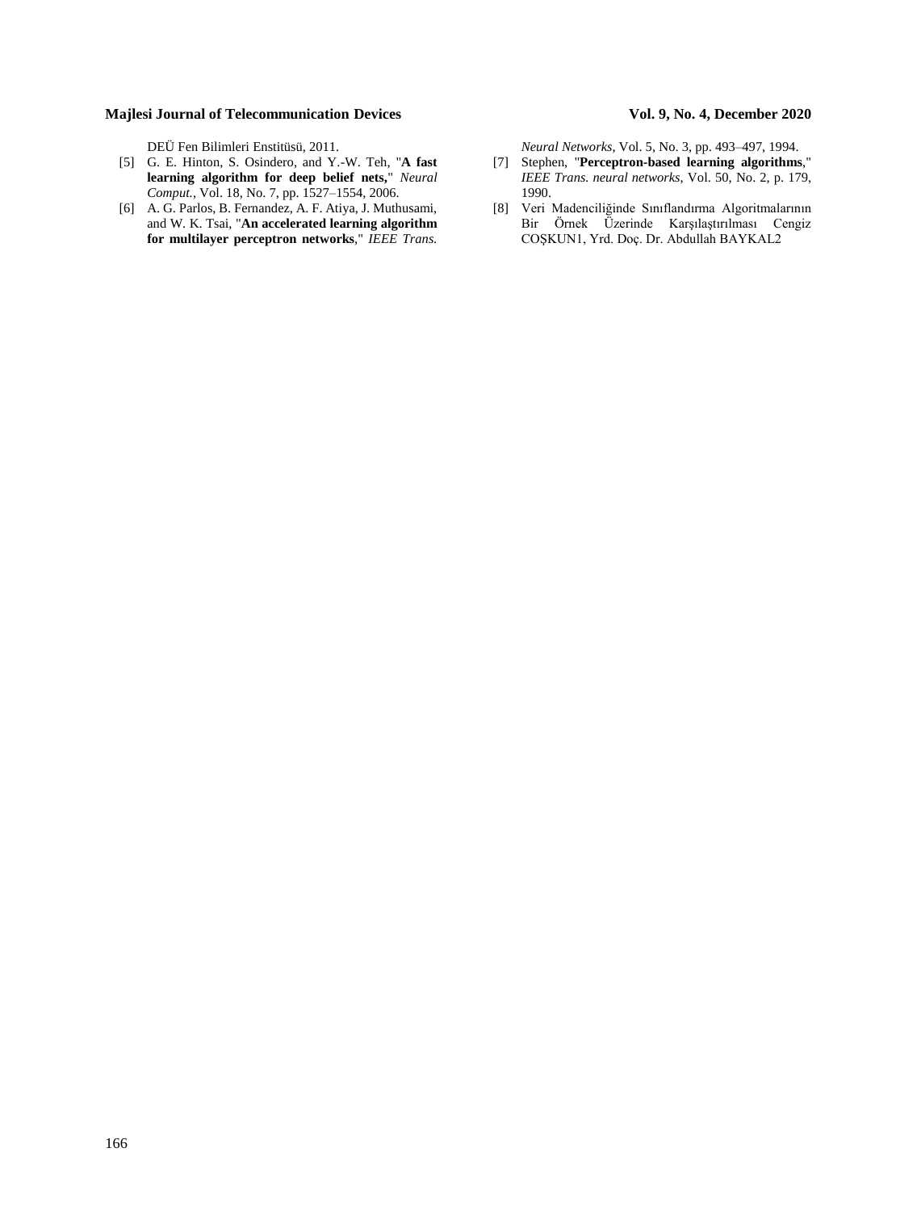DEÜ Fen Bilimleri Enstitüsü, 2011.

[5] G. E. Hinton, S. Osindero, and Y.-W. Teh, "**A fast learning algorithm for deep belief nets,**" *Neural Comput.*, Vol. 18, No. 7, pp. 1527–1554, 2006.

[6] A. G. Parlos, B. Fernandez, A. F. Atiya, J. Muthusami, and W. K. Tsai, "**An accelerated learning algorithm for multilayer perceptron networks**," *IEEE Trans. Neural Networks*, Vol. 5, No. 3, pp. 493–497, 1994.

[7] Stephen, "**Perceptron-based learning algorithms**," *IEEE Trans. neural networks*, Vol. 50, No. 2, p. 179, 1990.

[8] Veri Madenciliğinde Sınıflandırma Algoritmalarının Bir Örnek Üzerinde Karşılaştırılması Cengiz COŞKUN1, Yrd. Doç. Dr. Abdullah BAYKAL2